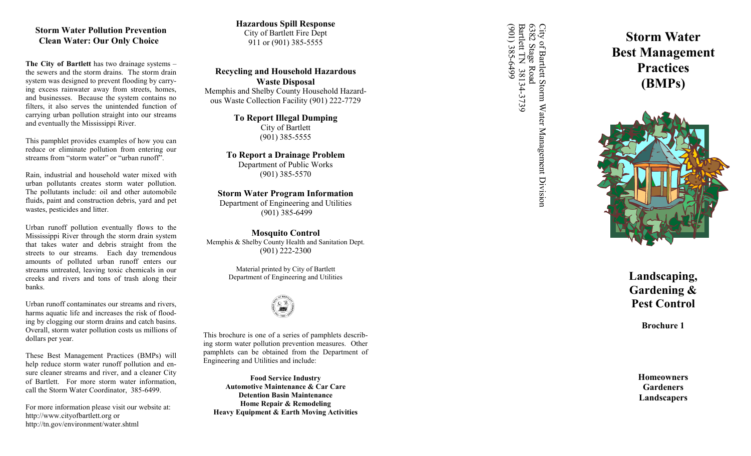## Storm Water Pollution Prevention
## Clean Water: Our Only Choice

**The City of Bartlett** has two drainage systems – the sewers and the storm drains. The storm drain system was designed to prevent flooding by carrying excess rainwater away from streets, homes, and businesses. Because the system contains no filters, it also serves the unintended function of carrying urban pollution straight into our streams and eventually the Mississippi River.

This pamphlet provides examples of how you can reduce or eliminate pollution from entering our streams from "storm water" or "urban runoff".

Rain, industrial and household water mixed with urban pollutants creates storm water pollution. The pollutants include: oil and other automobile fluids, paint and construction debris, yard and pet wastes, pesticides and litter.

Urban runoff pollution eventually flows to the Mississippi River through the storm drain system that takes water and debris straight from the streets to our streams. Each day tremendous amounts of polluted urban runoff enters our streams untreated, leaving toxic chemicals in our creeks and rivers and tons of trash along their banks.

Urban runoff contaminates our streams and rivers, harms aquatic life and increases the risk of flooding by clogging our storm drains and catch basins. Overall, storm water pollution costs us millions of dollars per year.

These Best Management Practices (BMPs) will help reduce storm water runoff pollution and ensure cleaner streams and river, and a cleaner City of Bartlett. For more storm water information, call the Storm Water Coordinator, 385-6499.

For more information please visit our website at:
http://www.cityofbartlett.org or
http://tn.gov/environment/water.shtml

**Hazardous Spill Response**
City of Bartlett Fire Dept
911 or (901) 385-5555

**Recycling and Household Hazardous Waste Disposal**
Memphis and Shelby County Household Hazardous Waste Collection Facility (901) 222-7729

**To Report Illegal Dumping**
City of Bartlett
(901) 385-5555

**To Report a Drainage Problem**
Department of Public Works
(901) 385-5570

**Storm Water Program Information**
Department of Engineering and Utilities
(901) 385-6499

**Mosquito Control**
Memphis & Shelby County Health and Sanitation Dept.
(901) 222-2300

Material printed by City of Bartlett
Department of Engineering and Utilities

This brochure is one of a series of pamphlets describing storm water pollution prevention measures. Other pamphlets can be obtained from the Department of Engineering and Utilities and include:

**Food Service Industry**
**Automotive Maintenance & Car Care**
**Detention Basin Maintenance**
**Home Repair & Remodeling**
**Heavy Equipment & Earth Moving Activities**

City of Bartlett Storm Water Management Division
6382 Stage Road
Bartlett TN 38134-3739
(901) 385-6499

# Storm Water Best Management Practices (BMPs)

## Landscaping, Gardening & Pest Control

**Brochure 1**

**Homeowners**
**Gardeners**
**Landscapers**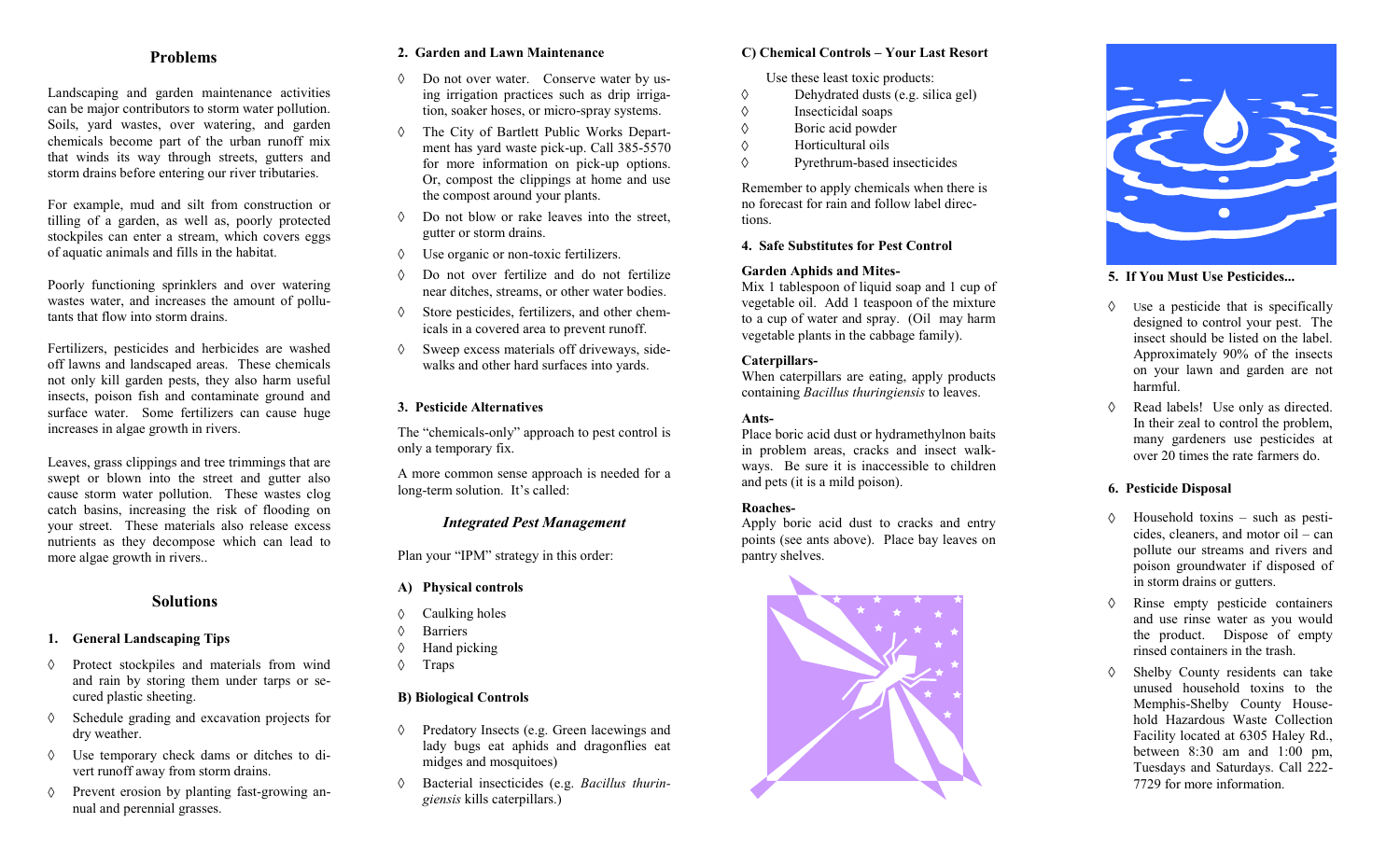## Problems

Landscaping and garden maintenance activities can be major contributors to storm water pollution. Soils, yard wastes, over watering, and garden chemicals become part of the urban runoff mix that winds its way through streets, gutters and storm drains before entering our river tributaries.

For example, mud and silt from construction or tilling of a garden, as well as, poorly protected stockpiles can enter a stream, which covers eggs of aquatic animals and fills in the habitat.

Poorly functioning sprinklers and over watering wastes water, and increases the amount of pollutants that flow into storm drains.

Fertilizers, pesticides and herbicides are washed off lawns and landscaped areas. These chemicals not only kill garden pests, they also harm useful insects, poison fish and contaminate ground and surface water. Some fertilizers can cause huge increases in algae growth in rivers.

Leaves, grass clippings and tree trimmings that are swept or blown into the street and gutter also cause storm water pollution. These wastes clog catch basins, increasing the risk of flooding on your street. These materials also release excess nutrients as they decompose which can lead to more algae growth in rivers..

## Solutions

### 1. General Landscaping Tips

- ◊ Protect stockpiles and materials from wind and rain by storing them under tarps or secured plastic sheeting.
- ◊ Schedule grading and excavation projects for dry weather.
- ◊ Use temporary check dams or ditches to divert runoff away from storm drains.
- ◊ Prevent erosion by planting fast-growing annual and perennial grasses.

### 2. Garden and Lawn Maintenance

- ◊ Do not over water. Conserve water by using irrigation practices such as drip irrigation, soaker hoses, or micro-spray systems.
- ◊ The City of Bartlett Public Works Department has yard waste pick-up. Call 385-5570 for more information on pick-up options. Or, compost the clippings at home and use the compost around your plants.
- ◊ Do not blow or rake leaves into the street, gutter or storm drains.
- ◊ Use organic or non-toxic fertilizers.
- ◊ Do not over fertilize and do not fertilize near ditches, streams, or other water bodies.
- ◊ Store pesticides, fertilizers, and other chemicals in a covered area to prevent runoff.
- ◊ Sweep excess materials off driveways, sidewalks and other hard surfaces into yards.

### 3. Pesticide Alternatives

The "chemicals-only" approach to pest control is only a temporary fix.

A more common sense approach is needed for a long-term solution. It's called:

***Integrated Pest Management***

Plan your "IPM" strategy in this order:

#### A) Physical controls

- ◊ Caulking holes
- ◊ Barriers
- ◊ Hand picking
- ◊ Traps

#### B) Biological Controls

- ◊ Predatory Insects (e.g. Green lacewings and lady bugs eat aphids and dragonflies eat midges and mosquitoes)
- ◊ Bacterial insecticides (e.g. *Bacillus thuringiensis* kills caterpillars.)

#### C) Chemical Controls – Your Last Resort

Use these least toxic products:

- ◊ Dehydrated dusts (e.g. silica gel)
- ◊ Insecticidal soaps
- ◊ Boric acid powder
- ◊ Horticultural oils
- ◊ Pyrethrum-based insecticides

Remember to apply chemicals when there is no forecast for rain and follow label directions.

### 4. Safe Substitutes for Pest Control

**Garden Aphids and Mites-**
Mix 1 tablespoon of liquid soap and 1 cup of vegetable oil. Add 1 teaspoon of the mixture to a cup of water and spray. (Oil may harm vegetable plants in the cabbage family).

**Caterpillars-**
When caterpillars are eating, apply products containing *Bacillus thuringiensis* to leaves.

**Ants-**
Place boric acid dust or hydramethylnon baits in problem areas, cracks and insect walkways. Be sure it is inaccessible to children and pets (it is a mild poison).

**Roaches-**
Apply boric acid dust to cracks and entry points (see ants above). Place bay leaves on pantry shelves.

### 5. If You Must Use Pesticides...

- ◊ Use a pesticide that is specifically designed to control your pest. The insect should be listed on the label. Approximately 90% of the insects on your lawn and garden are not harmful.
- ◊ Read labels! Use only as directed. In their zeal to control the problem, many gardeners use pesticides at over 20 times the rate farmers do.

### 6. Pesticide Disposal

- ◊ Household toxins – such as pesticides, cleaners, and motor oil – can pollute our streams and rivers and poison groundwater if disposed of in storm drains or gutters.
- ◊ Rinse empty pesticide containers and use rinse water as you would the product. Dispose of empty rinsed containers in the trash.
- ◊ Shelby County residents can take unused household toxins to the Memphis-Shelby County Household Hazardous Waste Collection Facility located at 6305 Haley Rd., between 8:30 am and 1:00 pm, Tuesdays and Saturdays. Call 222-7729 for more information.